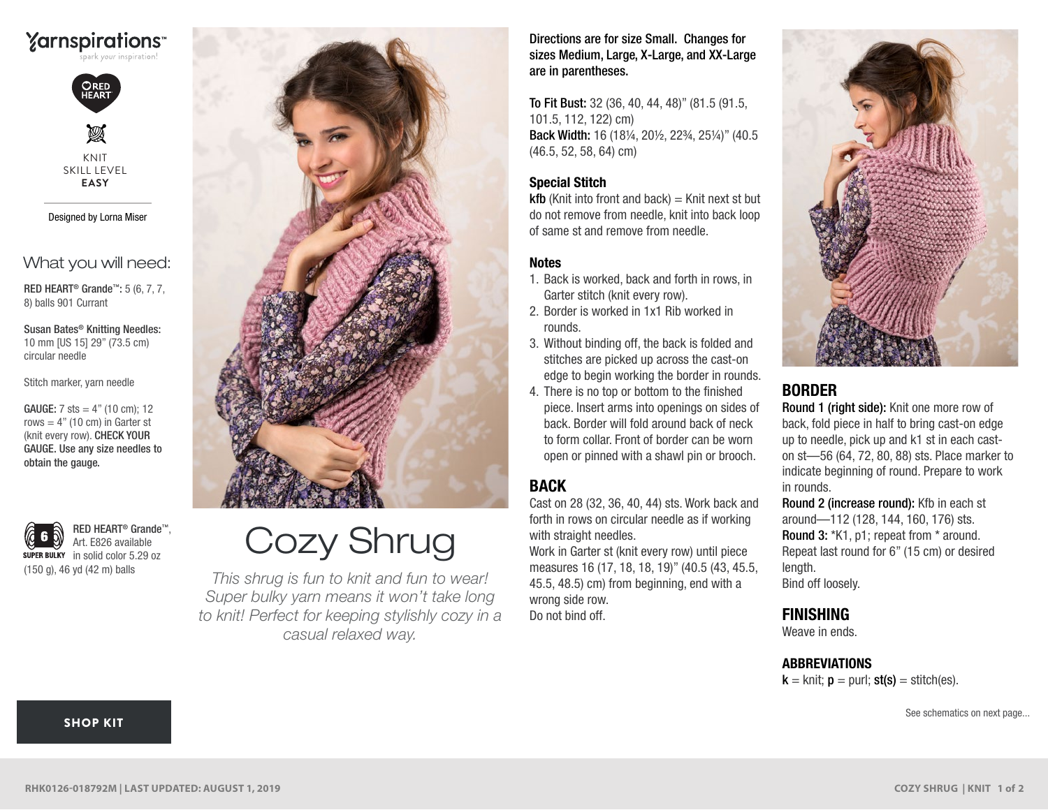Yarnspirations™
spark your inspiration!

RED HEART

KNIT
SKILL LEVEL
**EASY**

Designed by Lorna Miser

## What you will need:

**RED HEART® Grande™:** 5 (6, 7, 7, 8) balls 901 Currant

**Susan Bates® Knitting Needles:** 10 mm [US 15] 29" (73.5 cm) circular needle

Stitch marker, yarn needle

**GAUGE:** 7 sts = 4" (10 cm); 12 rows = 4" (10 cm) in Garter st (knit every row). **CHECK YOUR GAUGE. Use any size needles to obtain the gauge.**

6 SUPER BULKY — RED HEART® Grande™, Art. E826 available in solid color 5.29 oz (150 g), 46 yd (42 m) balls

**SHOP KIT**

# Cozy Shrug

*This shrug is fun to knit and fun to wear! Super bulky yarn means it won't take long to knit! Perfect for keeping stylishly cozy in a casual relaxed way.*

Directions are for size Small. Changes for sizes Medium, Large, X-Large, and XX-Large are in parentheses.

**To Fit Bust:** 32 (36, 40, 44, 48)" (81.5 (91.5, 101.5, 112, 122) cm)
**Back Width:** 16 (18¼, 20½, 22¾, 25¼)" (40.5 (46.5, 52, 58, 64) cm)

### Special Stitch

**kfb** (Knit into front and back) = Knit next st but do not remove from needle, knit into back loop of same st and remove from needle.

### Notes

1. Back is worked, back and forth in rows, in Garter stitch (knit every row).
2. Border is worked in 1x1 Rib worked in rounds.
3. Without binding off, the back is folded and stitches are picked up across the cast-on edge to begin working the border in rounds.
4. There is no top or bottom to the finished piece. Insert arms into openings on sides of back. Border will fold around back of neck to form collar. Front of border can be worn open or pinned with a shawl pin or brooch.

## BACK

Cast on 28 (32, 36, 40, 44) sts. Work back and forth in rows on circular needle as if working with straight needles.
Work in Garter st (knit every row) until piece measures 16 (17, 18, 18, 19)" (40.5 (43, 45.5, 45.5, 48.5) cm) from beginning, end with a wrong side row.
Do not bind off.

## BORDER

**Round 1 (right side):** Knit one more row of back, fold piece in half to bring cast-on edge up to needle, pick up and k1 st in each cast-on st—56 (64, 72, 80, 88) sts. Place marker to indicate beginning of round. Prepare to work in rounds.
**Round 2 (increase round):** Kfb in each st around—112 (128, 144, 160, 176) sts.
**Round 3:** *K1, p1; repeat from * around.
Repeat last round for 6" (15 cm) or desired length.
Bind off loosely.

## FINISHING

Weave in ends.

### ABBREVIATIONS

**k** = knit; **p** = purl; **st(s)** = stitch(es).

See schematics on next page...

RHK0126-018792M | LAST UPDATED: AUGUST 1, 2019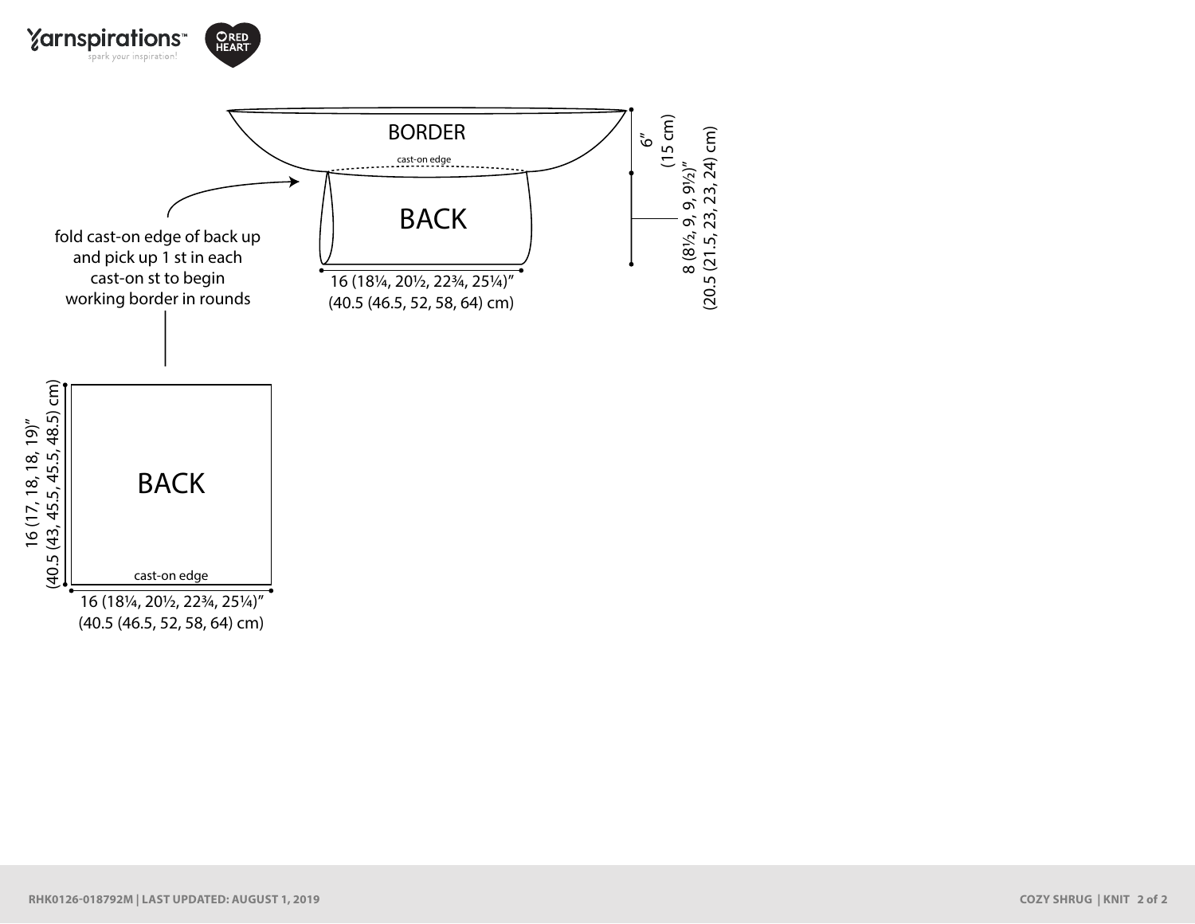BORDER

cast-on edge

BACK

6″
(15 cm)

8 (8½, 9, 9, 9½)″
(20.5 (21.5, 23, 23, 24) cm)

16 (18¼, 20½, 22¾, 25¼)″
(40.5 (46.5, 52, 58, 64) cm)

fold cast-on edge of back up and pick up 1 st in each cast-on st to begin working border in rounds

BACK

cast-on edge

16 (17, 18, 18, 19)″
(40.5 (43, 45.5, 45.5, 48.5) cm)

16 (18¼, 20½, 22¾, 25¼)″
(40.5 (46.5, 52, 58, 64) cm)

RHK0126-018792M | LAST UPDATED: AUGUST 1, 2019